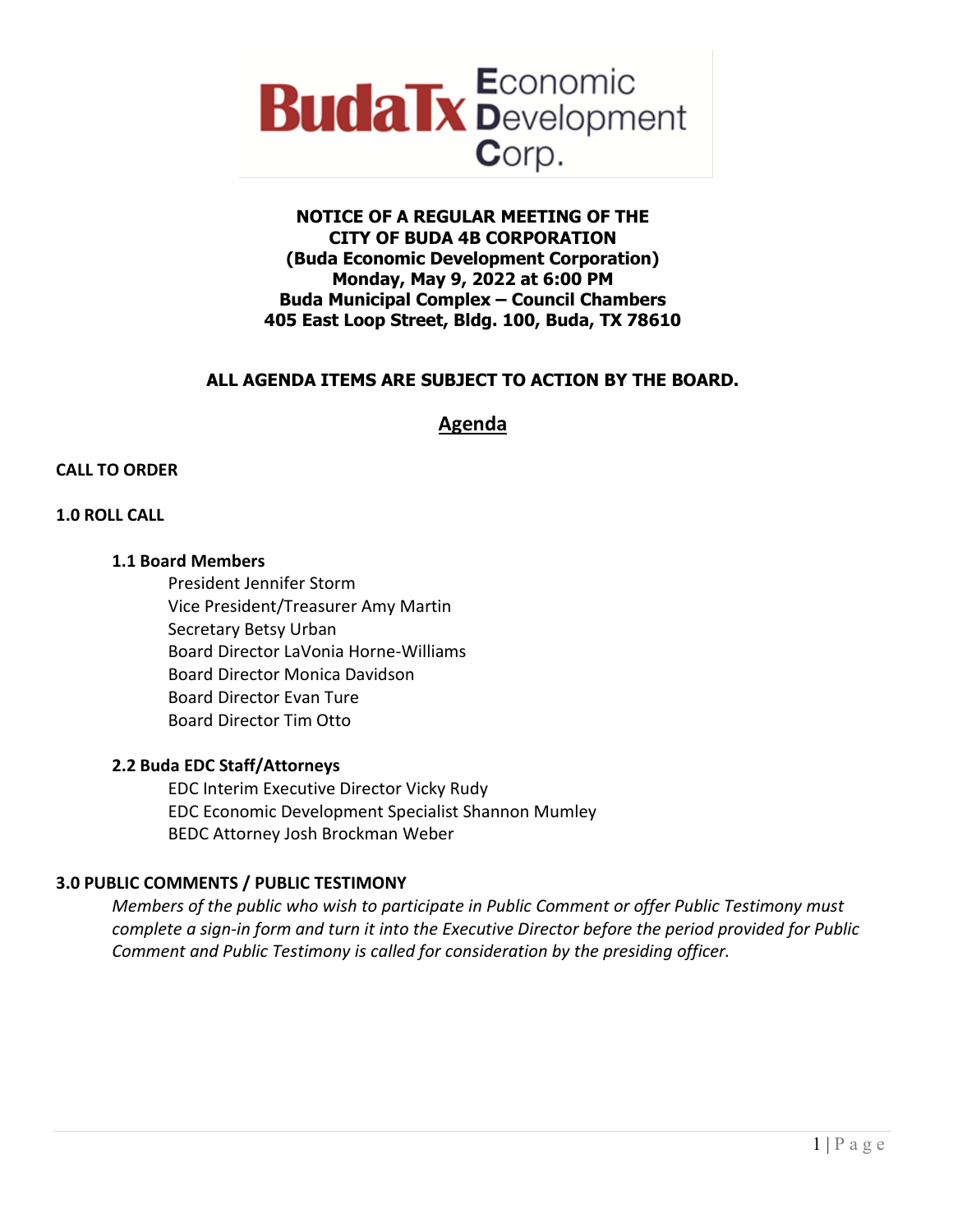BudaTx Economic Development Corp.

**NOTICE OF A REGULAR MEETING OF THE**
**CITY OF BUDA 4B CORPORATION**
**(Buda Economic Development Corporation)**
**Monday, May 9, 2022 at 6:00 PM**
**Buda Municipal Complex – Council Chambers**
**405 East Loop Street, Bldg. 100, Buda, TX 78610**

**ALL AGENDA ITEMS ARE SUBJECT TO ACTION BY THE BOARD.**

# Agenda

**CALL TO ORDER**

**1.0 ROLL CALL**

**1.1 Board Members**

President Jennifer Storm
Vice President/Treasurer Amy Martin
Secretary Betsy Urban
Board Director LaVonia Horne-Williams
Board Director Monica Davidson
Board Director Evan Ture
Board Director Tim Otto

**2.2 Buda EDC Staff/Attorneys**

EDC Interim Executive Director Vicky Rudy
EDC Economic Development Specialist Shannon Mumley
BEDC Attorney Josh Brockman Weber

**3.0 PUBLIC COMMENTS / PUBLIC TESTIMONY**

*Members of the public who wish to participate in Public Comment or offer Public Testimony must complete a sign-in form and turn it into the Executive Director before the period provided for Public Comment and Public Testimony is called for consideration by the presiding officer.*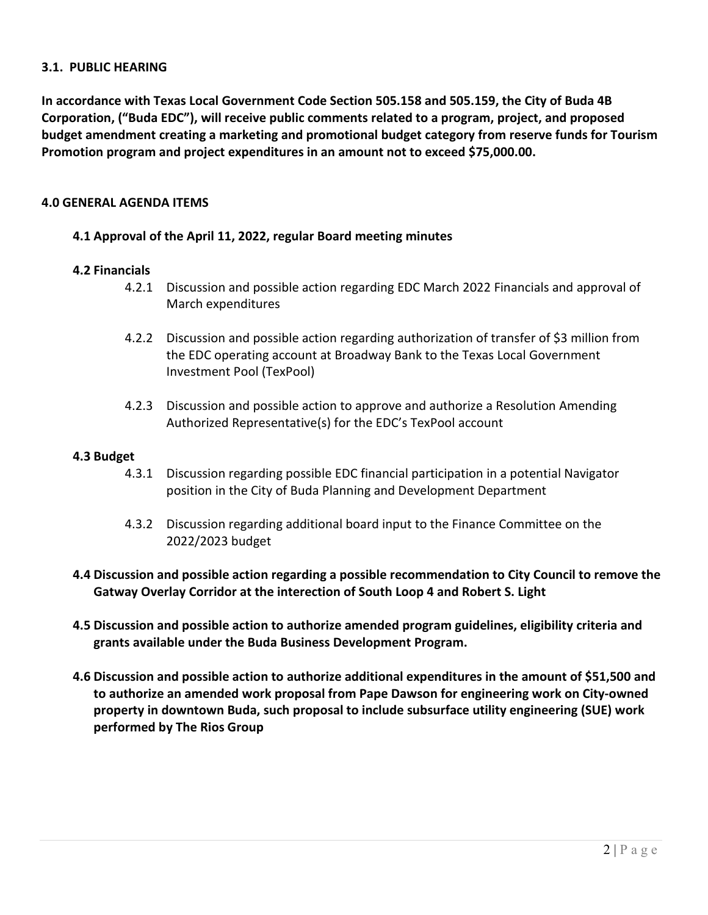**3.1. PUBLIC HEARING**

**In accordance with Texas Local Government Code Section 505.158 and 505.159, the City of Buda 4B Corporation, ("Buda EDC"), will receive public comments related to a program, project, and proposed budget amendment creating a marketing and promotional budget category from reserve funds for Tourism Promotion program and project expenditures in an amount not to exceed $75,000.00.**

**4.0 GENERAL AGENDA ITEMS**

**4.1 Approval of the April 11, 2022, regular Board meeting minutes**

**4.2 Financials**

4.2.1 Discussion and possible action regarding EDC March 2022 Financials and approval of March expenditures

4.2.2 Discussion and possible action regarding authorization of transfer of $3 million from the EDC operating account at Broadway Bank to the Texas Local Government Investment Pool (TexPool)

4.2.3 Discussion and possible action to approve and authorize a Resolution Amending Authorized Representative(s) for the EDC's TexPool account

**4.3 Budget**

4.3.1 Discussion regarding possible EDC financial participation in a potential Navigator position in the City of Buda Planning and Development Department

4.3.2 Discussion regarding additional board input to the Finance Committee on the 2022/2023 budget

**4.4 Discussion and possible action regarding a possible recommendation to City Council to remove the Gatway Overlay Corridor at the interection of South Loop 4 and Robert S. Light**

**4.5 Discussion and possible action to authorize amended program guidelines, eligibility criteria and grants available under the Buda Business Development Program.**

**4.6 Discussion and possible action to authorize additional expenditures in the amount of $51,500 and to authorize an amended work proposal from Pape Dawson for engineering work on City-owned property in downtown Buda, such proposal to include subsurface utility engineering (SUE) work performed by The Rios Group**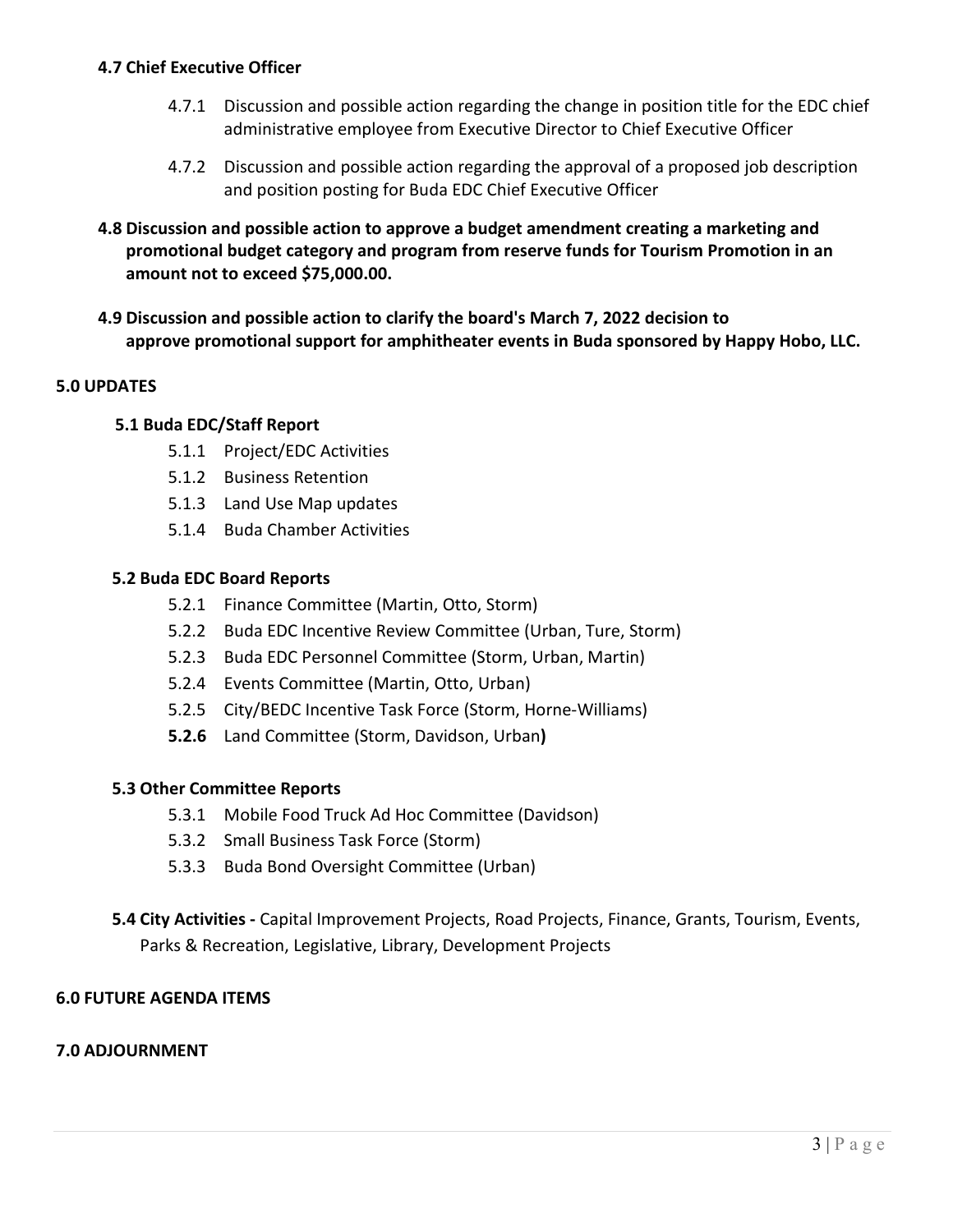**4.7 Chief Executive Officer**

- 4.7.1 Discussion and possible action regarding the change in position title for the EDC chief administrative employee from Executive Director to Chief Executive Officer
- 4.7.2 Discussion and possible action regarding the approval of a proposed job description and position posting for Buda EDC Chief Executive Officer

**4.8 Discussion and possible action to approve a budget amendment creating a marketing and promotional budget category and program from reserve funds for Tourism Promotion in an amount not to exceed $75,000.00.**

**4.9 Discussion and possible action to clarify the board's March 7, 2022 decision to approve promotional support for amphitheater events in Buda sponsored by Happy Hobo, LLC.**

**5.0 UPDATES**

**5.1 Buda EDC/Staff Report**

- 5.1.1 Project/EDC Activities
- 5.1.2 Business Retention
- 5.1.3 Land Use Map updates
- 5.1.4 Buda Chamber Activities

**5.2 Buda EDC Board Reports**

- 5.2.1 Finance Committee (Martin, Otto, Storm)
- 5.2.2 Buda EDC Incentive Review Committee (Urban, Ture, Storm)
- 5.2.3 Buda EDC Personnel Committee (Storm, Urban, Martin)
- 5.2.4 Events Committee (Martin, Otto, Urban)
- 5.2.5 City/BEDC Incentive Task Force (Storm, Horne-Williams)
- **5.2.6** Land Committee (Storm, Davidson, Urban**)**

**5.3 Other Committee Reports**

- 5.3.1 Mobile Food Truck Ad Hoc Committee (Davidson)
- 5.3.2 Small Business Task Force (Storm)
- 5.3.3 Buda Bond Oversight Committee (Urban)

**5.4 City Activities -** Capital Improvement Projects, Road Projects, Finance, Grants, Tourism, Events, Parks & Recreation, Legislative, Library, Development Projects

**6.0 FUTURE AGENDA ITEMS**

**7.0 ADJOURNMENT**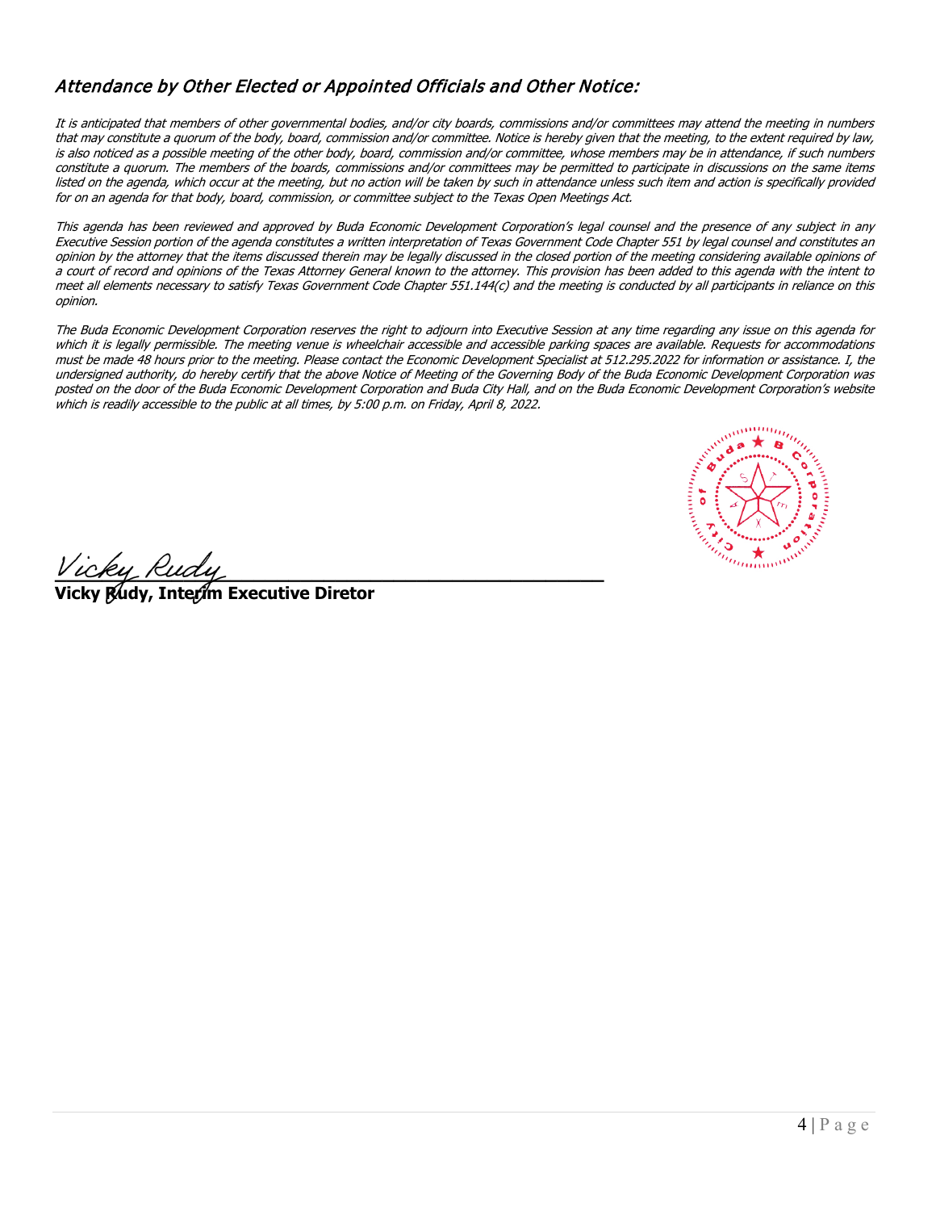## *Attendance by Other Elected or Appointed Officials and Other Notice:*

*It is anticipated that members of other governmental bodies, and/or city boards, commissions and/or committees may attend the meeting in numbers that may constitute a quorum of the body, board, commission and/or committee. Notice is hereby given that the meeting, to the extent required by law, is also noticed as a possible meeting of the other body, board, commission and/or committee, whose members may be in attendance, if such numbers constitute a quorum. The members of the boards, commissions and/or committees may be permitted to participate in discussions on the same items listed on the agenda, which occur at the meeting, but no action will be taken by such in attendance unless such item and action is specifically provided for on an agenda for that body, board, commission, or committee subject to the Texas Open Meetings Act.*

*This agenda has been reviewed and approved by Buda Economic Development Corporation's legal counsel and the presence of any subject in any Executive Session portion of the agenda constitutes a written interpretation of Texas Government Code Chapter 551 by legal counsel and constitutes an opinion by the attorney that the items discussed therein may be legally discussed in the closed portion of the meeting considering available opinions of a court of record and opinions of the Texas Attorney General known to the attorney. This provision has been added to this agenda with the intent to meet all elements necessary to satisfy Texas Government Code Chapter 551.144(c) and the meeting is conducted by all participants in reliance on this opinion.*

*The Buda Economic Development Corporation reserves the right to adjourn into Executive Session at any time regarding any issue on this agenda for which it is legally permissible. The meeting venue is wheelchair accessible and accessible parking spaces are available. Requests for accommodations must be made 48 hours prior to the meeting. Please contact the Economic Development Specialist at 512.295.2022 for information or assistance. I, the undersigned authority, do hereby certify that the above Notice of Meeting of the Governing Body of the Buda Economic Development Corporation was posted on the door of the Buda Economic Development Corporation and Buda City Hall, and on the Buda Economic Development Corporation's website which is readily accessible to the public at all times, by 5:00 p.m. on Friday, April 8, 2022.*

*Vicky Rudy*

**Vicky Rudy, Interim Executive Diretor**